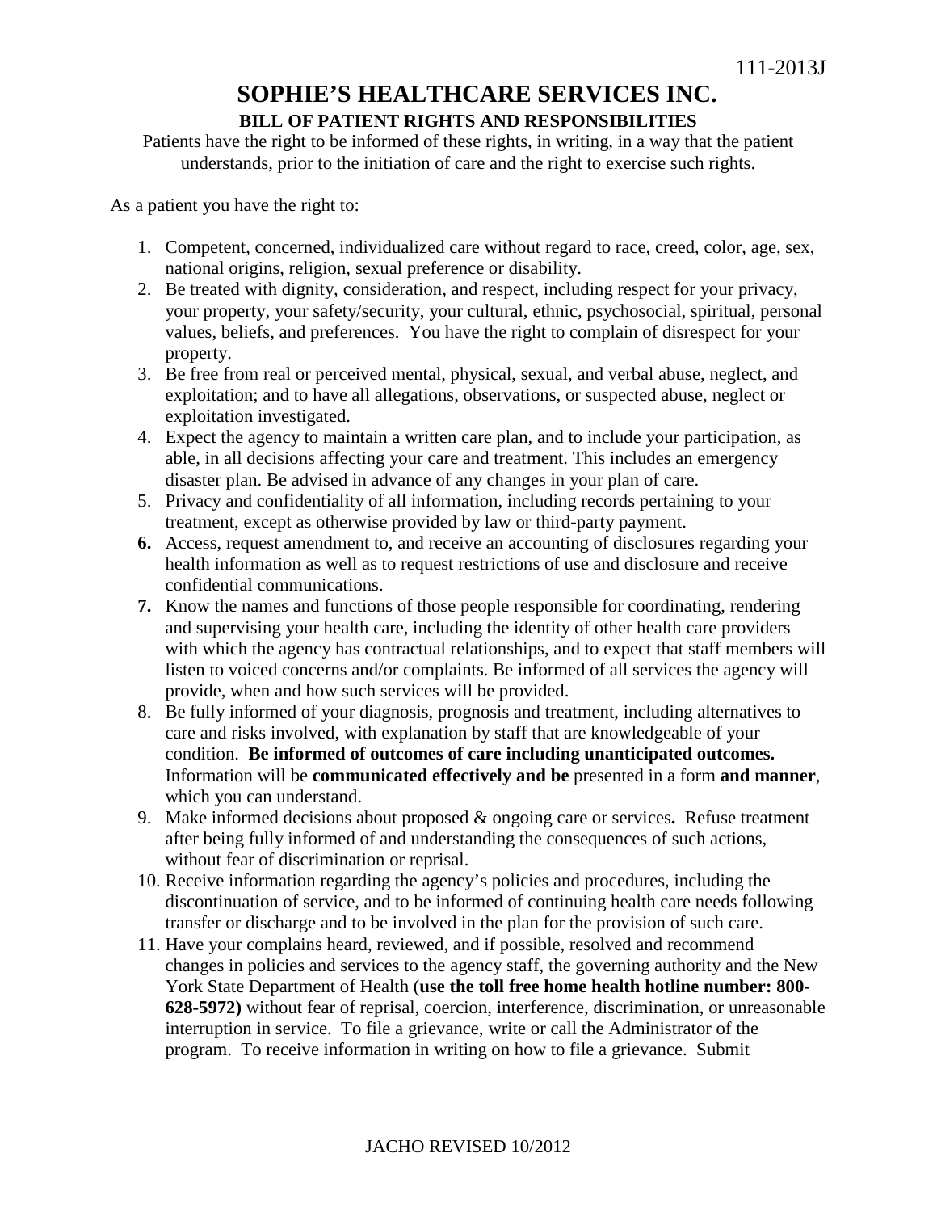111-2013J

# SOPHIE'S HEALTHCARE SERVICES INC.

## BILL OF PATIENT RIGHTS AND RESPONSIBILITIES

Patients have the right to be informed of these rights, in writing, in a way that the patient understands, prior to the initiation of care and the right to exercise such rights.

As a patient you have the right to:

1. Competent, concerned, individualized care without regard to race, creed, color, age, sex, national origins, religion, sexual preference or disability.
2. Be treated with dignity, consideration, and respect, including respect for your privacy, your property, your safety/security, your cultural, ethnic, psychosocial, spiritual, personal values, beliefs, and preferences. You have the right to complain of disrespect for your property.
3. Be free from real or perceived mental, physical, sexual, and verbal abuse, neglect, and exploitation; and to have all allegations, observations, or suspected abuse, neglect or exploitation investigated.
4. Expect the agency to maintain a written care plan, and to include your participation, as able, in all decisions affecting your care and treatment. This includes an emergency disaster plan. Be advised in advance of any changes in your plan of care.
5. Privacy and confidentiality of all information, including records pertaining to your treatment, except as otherwise provided by law or third-party payment.
6. Access, request amendment to, and receive an accounting of disclosures regarding your health information as well as to request restrictions of use and disclosure and receive confidential communications.
7. Know the names and functions of those people responsible for coordinating, rendering and supervising your health care, including the identity of other health care providers with which the agency has contractual relationships, and to expect that staff members will listen to voiced concerns and/or complaints. Be informed of all services the agency will provide, when and how such services will be provided.
8. Be fully informed of your diagnosis, prognosis and treatment, including alternatives to care and risks involved, with explanation by staff that are knowledgeable of your condition. **Be informed of outcomes of care including unanticipated outcomes.** Information will be **communicated effectively and be** presented in a form **and manner**, which you can understand.
9. Make informed decisions about proposed & ongoing care or services**.** Refuse treatment after being fully informed of and understanding the consequences of such actions, without fear of discrimination or reprisal.
10. Receive information regarding the agency's policies and procedures, including the discontinuation of service, and to be informed of continuing health care needs following transfer or discharge and to be involved in the plan for the provision of such care.
11. Have your complains heard, reviewed, and if possible, resolved and recommend changes in policies and services to the agency staff, the governing authority and the New York State Department of Health (**use the toll free home health hotline number: 800-628-5972)** without fear of reprisal, coercion, interference, discrimination, or unreasonable interruption in service. To file a grievance, write or call the Administrator of the program. To receive information in writing on how to file a grievance. Submit

JACHO REVISED 10/2012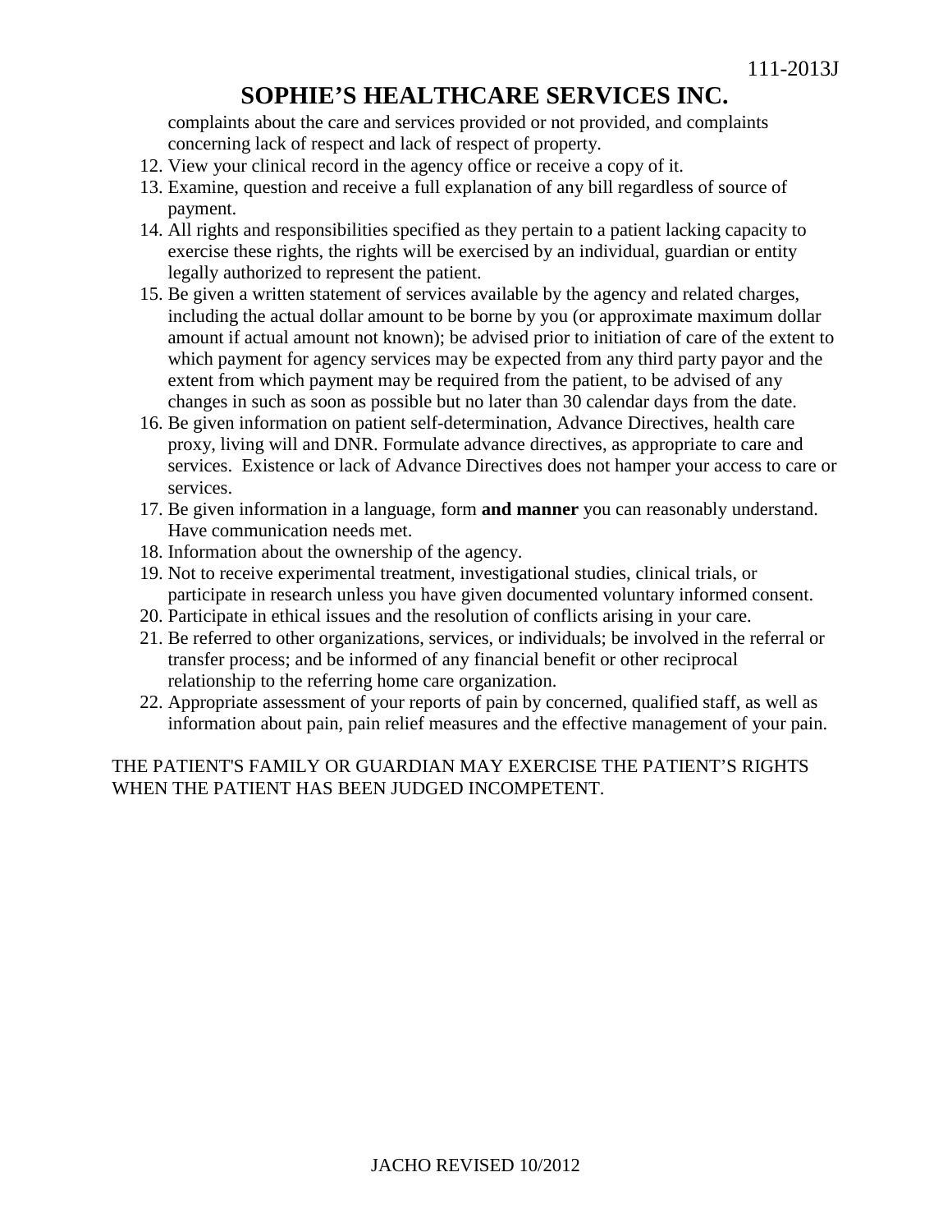# SOPHIE'S HEALTHCARE SERVICES INC.

complaints about the care and services provided or not provided, and complaints concerning lack of respect and lack of respect of property.

12. View your clinical record in the agency office or receive a copy of it.
13. Examine, question and receive a full explanation of any bill regardless of source of payment.
14. All rights and responsibilities specified as they pertain to a patient lacking capacity to exercise these rights, the rights will be exercised by an individual, guardian or entity legally authorized to represent the patient.
15. Be given a written statement of services available by the agency and related charges, including the actual dollar amount to be borne by you (or approximate maximum dollar amount if actual amount not known); be advised prior to initiation of care of the extent to which payment for agency services may be expected from any third party payor and the extent from which payment may be required from the patient, to be advised of any changes in such as soon as possible but no later than 30 calendar days from the date.
16. Be given information on patient self-determination, Advance Directives, health care proxy, living will and DNR. Formulate advance directives, as appropriate to care and services. Existence or lack of Advance Directives does not hamper your access to care or services.
17. Be given information in a language, form **and manner** you can reasonably understand. Have communication needs met.
18. Information about the ownership of the agency.
19. Not to receive experimental treatment, investigational studies, clinical trials, or participate in research unless you have given documented voluntary informed consent.
20. Participate in ethical issues and the resolution of conflicts arising in your care.
21. Be referred to other organizations, services, or individuals; be involved in the referral or transfer process; and be informed of any financial benefit or other reciprocal relationship to the referring home care organization.
22. Appropriate assessment of your reports of pain by concerned, qualified staff, as well as information about pain, pain relief measures and the effective management of your pain.

THE PATIENT'S FAMILY OR GUARDIAN MAY EXERCISE THE PATIENT'S RIGHTS WHEN THE PATIENT HAS BEEN JUDGED INCOMPETENT.